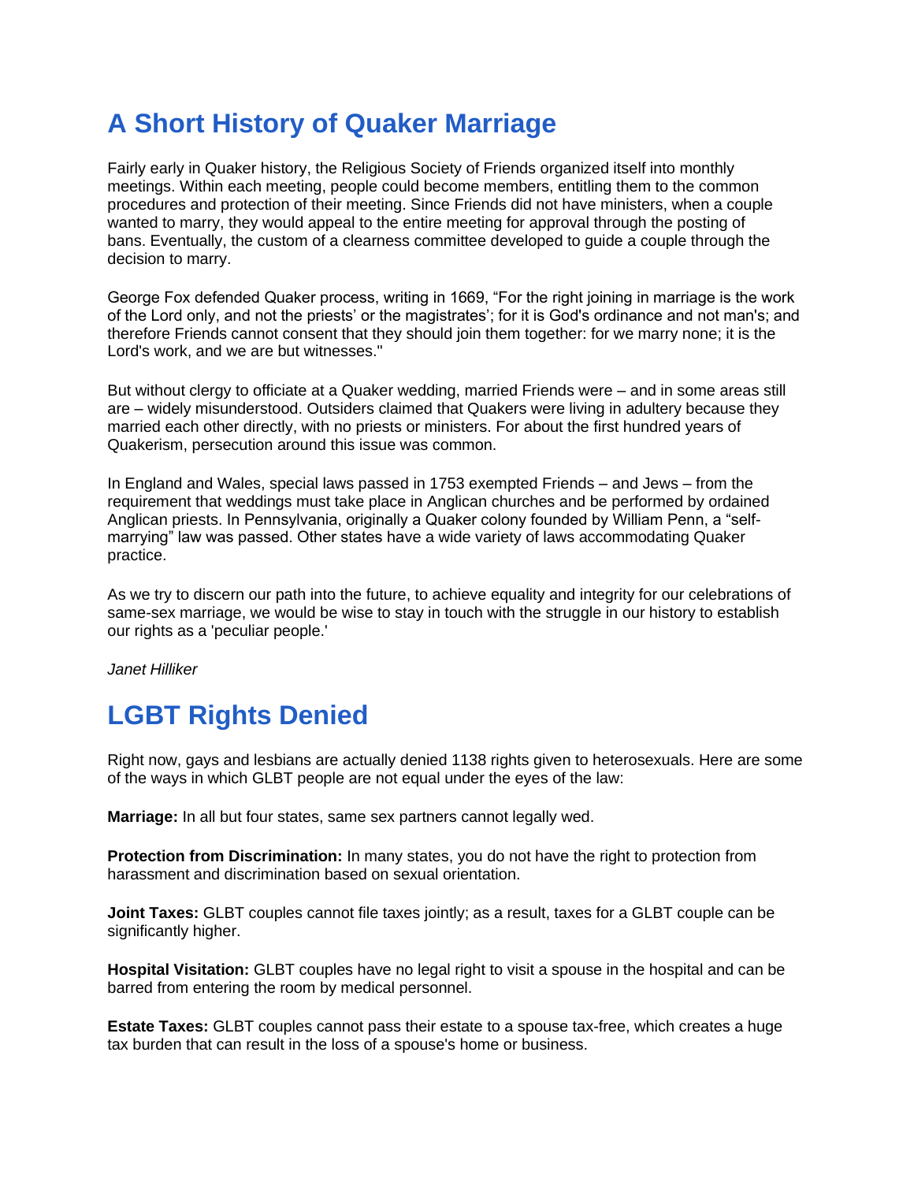## A Short History of Quaker Marriage

Fairly early in Quaker history, the Religious Society of Friends organized itself into monthly meetings. Within each meeting, people could become members, entitling them to the common procedures and protection of their meeting. Since Friends did not have ministers, when a couple wanted to marry, they would appeal to the entire meeting for approval through the posting of bans. Eventually, the custom of a clearness committee developed to guide a couple through the decision to marry.

George Fox defended Quaker process, writing in 1669, "For the right joining in marriage is the work of the Lord only, and not the priests' or the magistrates'; for it is God's ordinance and not man's; and therefore Friends cannot consent that they should join them together: for we marry none; it is the Lord's work, and we are but witnesses."

But without clergy to officiate at a Quaker wedding, married Friends were – and in some areas still are – widely misunderstood. Outsiders claimed that Quakers were living in adultery because they married each other directly, with no priests or ministers. For about the first hundred years of Quakerism, persecution around this issue was common.

In England and Wales, special laws passed in 1753 exempted Friends – and Jews – from the requirement that weddings must take place in Anglican churches and be performed by ordained Anglican priests. In Pennsylvania, originally a Quaker colony founded by William Penn, a "self-marrying" law was passed. Other states have a wide variety of laws accommodating Quaker practice.

As we try to discern our path into the future, to achieve equality and integrity for our celebrations of same-sex marriage, we would be wise to stay in touch with the struggle in our history to establish our rights as a 'peculiar people.'

*Janet Hilliker*

## LGBT Rights Denied

Right now, gays and lesbians are actually denied 1138 rights given to heterosexuals. Here are some of the ways in which GLBT people are not equal under the eyes of the law:

**Marriage:** In all but four states, same sex partners cannot legally wed.

**Protection from Discrimination:** In many states, you do not have the right to protection from harassment and discrimination based on sexual orientation.

**Joint Taxes:** GLBT couples cannot file taxes jointly; as a result, taxes for a GLBT couple can be significantly higher.

**Hospital Visitation:** GLBT couples have no legal right to visit a spouse in the hospital and can be barred from entering the room by medical personnel.

**Estate Taxes:** GLBT couples cannot pass their estate to a spouse tax-free, which creates a huge tax burden that can result in the loss of a spouse's home or business.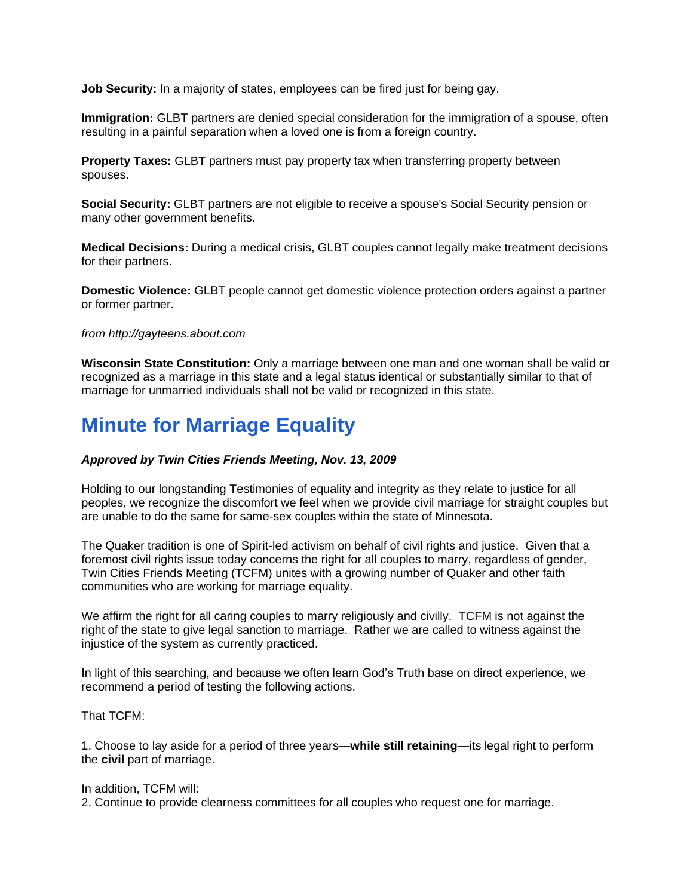**Job Security:** In a majority of states, employees can be fired just for being gay.

**Immigration:** GLBT partners are denied special consideration for the immigration of a spouse, often resulting in a painful separation when a loved one is from a foreign country.

**Property Taxes:** GLBT partners must pay property tax when transferring property between spouses.

**Social Security:** GLBT partners are not eligible to receive a spouse's Social Security pension or many other government benefits.

**Medical Decisions:** During a medical crisis, GLBT couples cannot legally make treatment decisions for their partners.

**Domestic Violence:** GLBT people cannot get domestic violence protection orders against a partner or former partner.

*from http://gayteens.about.com*

**Wisconsin State Constitution:** Only a marriage between one man and one woman shall be valid or recognized as a marriage in this state and a legal status identical or substantially similar to that of marriage for unmarried individuals shall not be valid or recognized in this state.

## Minute for Marriage Equality

***Approved by Twin Cities Friends Meeting, Nov. 13, 2009***

Holding to our longstanding Testimonies of equality and integrity as they relate to justice for all peoples, we recognize the discomfort we feel when we provide civil marriage for straight couples but are unable to do the same for same-sex couples within the state of Minnesota.

The Quaker tradition is one of Spirit-led activism on behalf of civil rights and justice. Given that a foremost civil rights issue today concerns the right for all couples to marry, regardless of gender, Twin Cities Friends Meeting (TCFM) unites with a growing number of Quaker and other faith communities who are working for marriage equality.

We affirm the right for all caring couples to marry religiously and civilly. TCFM is not against the right of the state to give legal sanction to marriage. Rather we are called to witness against the injustice of the system as currently practiced.

In light of this searching, and because we often learn God's Truth base on direct experience, we recommend a period of testing the following actions.

That TCFM:

1. Choose to lay aside for a period of three years—**while still retaining**—its legal right to perform the **civil** part of marriage.

In addition, TCFM will:
2. Continue to provide clearness committees for all couples who request one for marriage.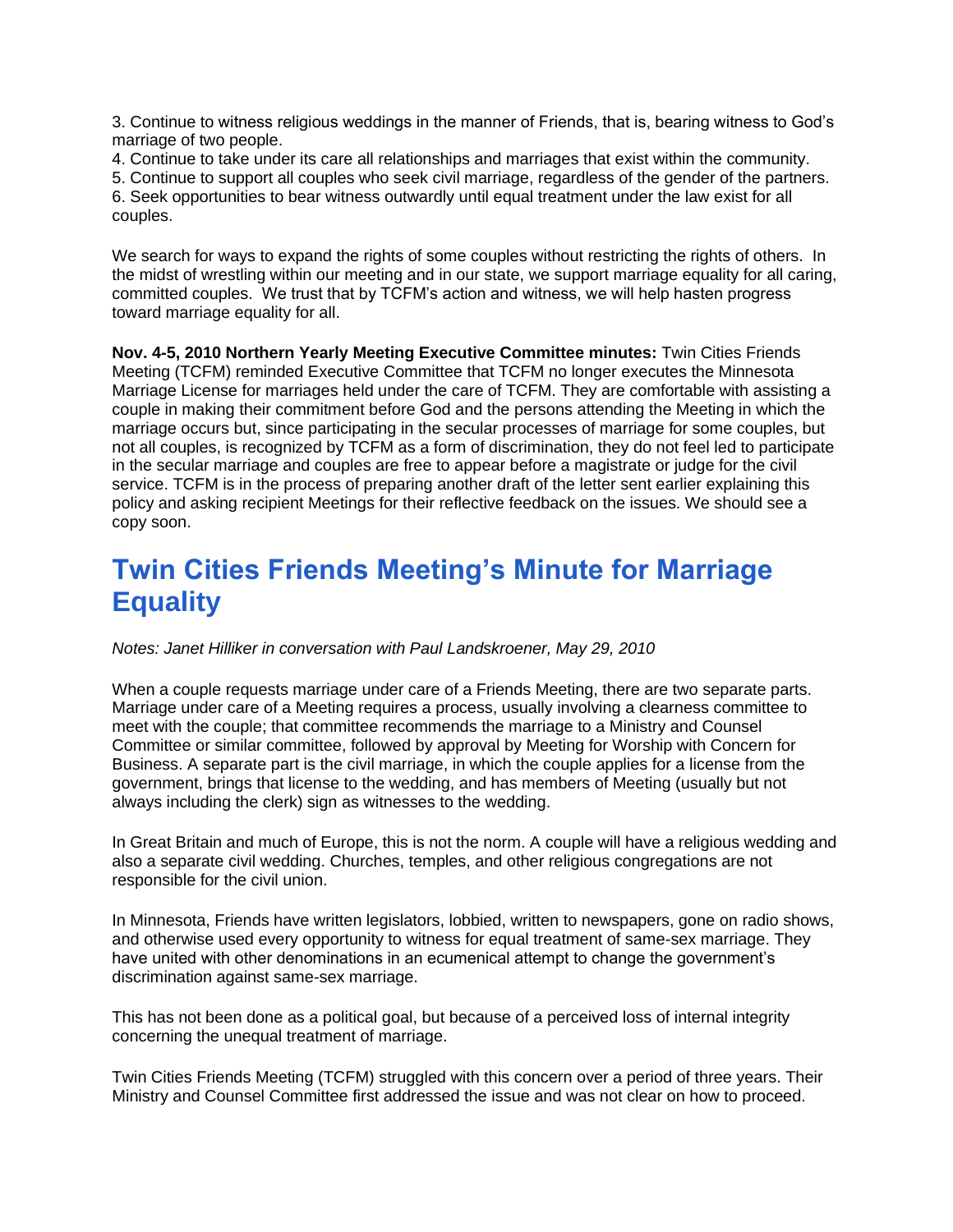3. Continue to witness religious weddings in the manner of Friends, that is, bearing witness to God's marriage of two people.
4. Continue to take under its care all relationships and marriages that exist within the community.
5. Continue to support all couples who seek civil marriage, regardless of the gender of the partners.
6. Seek opportunities to bear witness outwardly until equal treatment under the law exist for all couples.

We search for ways to expand the rights of some couples without restricting the rights of others. In the midst of wrestling within our meeting and in our state, we support marriage equality for all caring, committed couples. We trust that by TCFM's action and witness, we will help hasten progress toward marriage equality for all.

**Nov. 4-5, 2010 Northern Yearly Meeting Executive Committee minutes:** Twin Cities Friends Meeting (TCFM) reminded Executive Committee that TCFM no longer executes the Minnesota Marriage License for marriages held under the care of TCFM. They are comfortable with assisting a couple in making their commitment before God and the persons attending the Meeting in which the marriage occurs but, since participating in the secular processes of marriage for some couples, but not all couples, is recognized by TCFM as a form of discrimination, they do not feel led to participate in the secular marriage and couples are free to appear before a magistrate or judge for the civil service. TCFM is in the process of preparing another draft of the letter sent earlier explaining this policy and asking recipient Meetings for their reflective feedback on the issues. We should see a copy soon.

## Twin Cities Friends Meeting's Minute for Marriage Equality

*Notes: Janet Hilliker in conversation with Paul Landskroener, May 29, 2010*

When a couple requests marriage under care of a Friends Meeting, there are two separate parts. Marriage under care of a Meeting requires a process, usually involving a clearness committee to meet with the couple; that committee recommends the marriage to a Ministry and Counsel Committee or similar committee, followed by approval by Meeting for Worship with Concern for Business. A separate part is the civil marriage, in which the couple applies for a license from the government, brings that license to the wedding, and has members of Meeting (usually but not always including the clerk) sign as witnesses to the wedding.

In Great Britain and much of Europe, this is not the norm. A couple will have a religious wedding and also a separate civil wedding. Churches, temples, and other religious congregations are not responsible for the civil union.

In Minnesota, Friends have written legislators, lobbied, written to newspapers, gone on radio shows, and otherwise used every opportunity to witness for equal treatment of same-sex marriage. They have united with other denominations in an ecumenical attempt to change the government's discrimination against same-sex marriage.

This has not been done as a political goal, but because of a perceived loss of internal integrity concerning the unequal treatment of marriage.

Twin Cities Friends Meeting (TCFM) struggled with this concern over a period of three years. Their Ministry and Counsel Committee first addressed the issue and was not clear on how to proceed.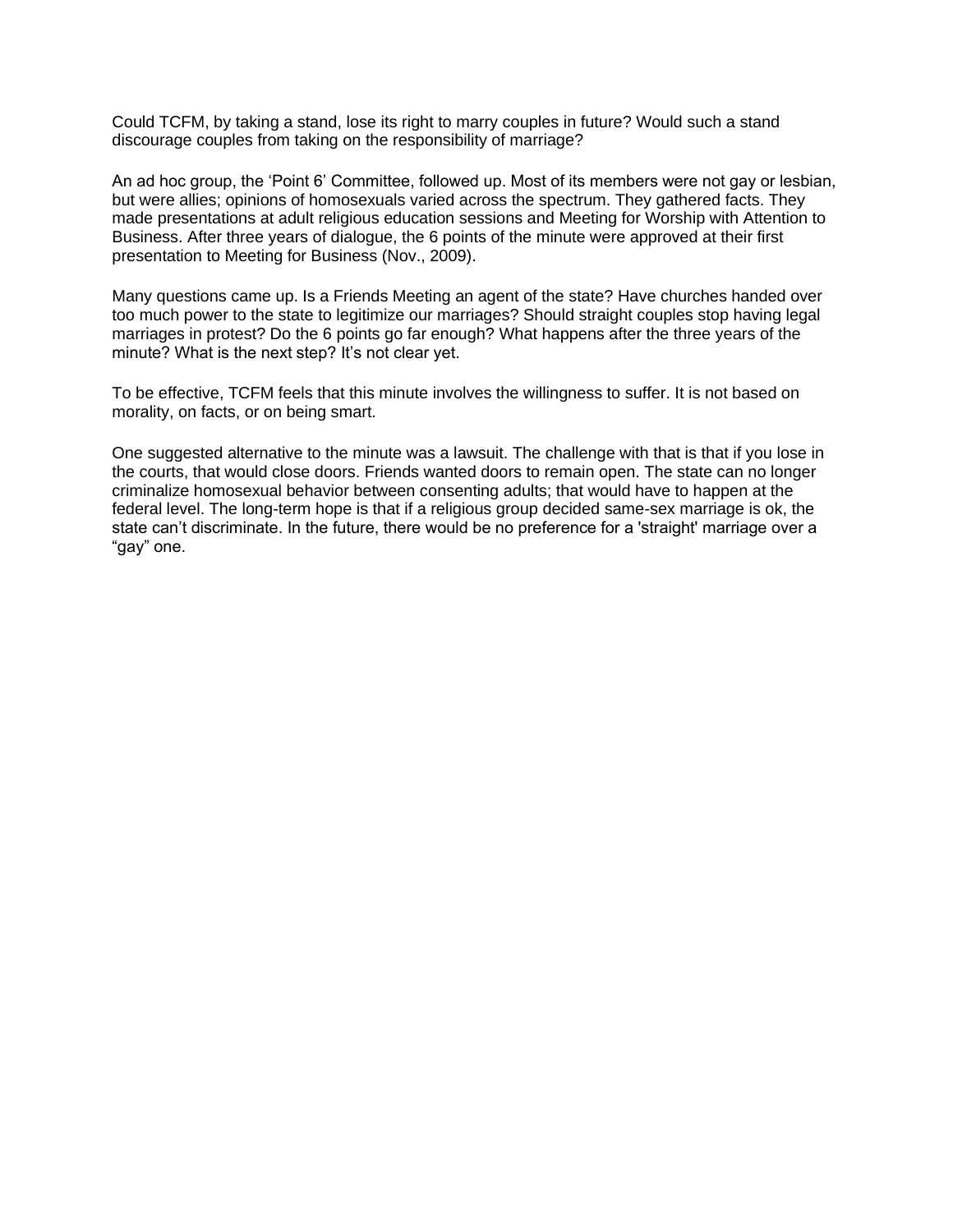Could TCFM, by taking a stand, lose its right to marry couples in future? Would such a stand discourage couples from taking on the responsibility of marriage?

An ad hoc group, the 'Point 6' Committee, followed up. Most of its members were not gay or lesbian, but were allies; opinions of homosexuals varied across the spectrum. They gathered facts. They made presentations at adult religious education sessions and Meeting for Worship with Attention to Business. After three years of dialogue, the 6 points of the minute were approved at their first presentation to Meeting for Business (Nov., 2009).

Many questions came up. Is a Friends Meeting an agent of the state? Have churches handed over too much power to the state to legitimize our marriages? Should straight couples stop having legal marriages in protest? Do the 6 points go far enough? What happens after the three years of the minute? What is the next step? It's not clear yet.

To be effective, TCFM feels that this minute involves the willingness to suffer. It is not based on morality, on facts, or on being smart.

One suggested alternative to the minute was a lawsuit. The challenge with that is that if you lose in the courts, that would close doors. Friends wanted doors to remain open. The state can no longer criminalize homosexual behavior between consenting adults; that would have to happen at the federal level. The long-term hope is that if a religious group decided same-sex marriage is ok, the state can't discriminate. In the future, there would be no preference for a 'straight' marriage over a "gay" one.